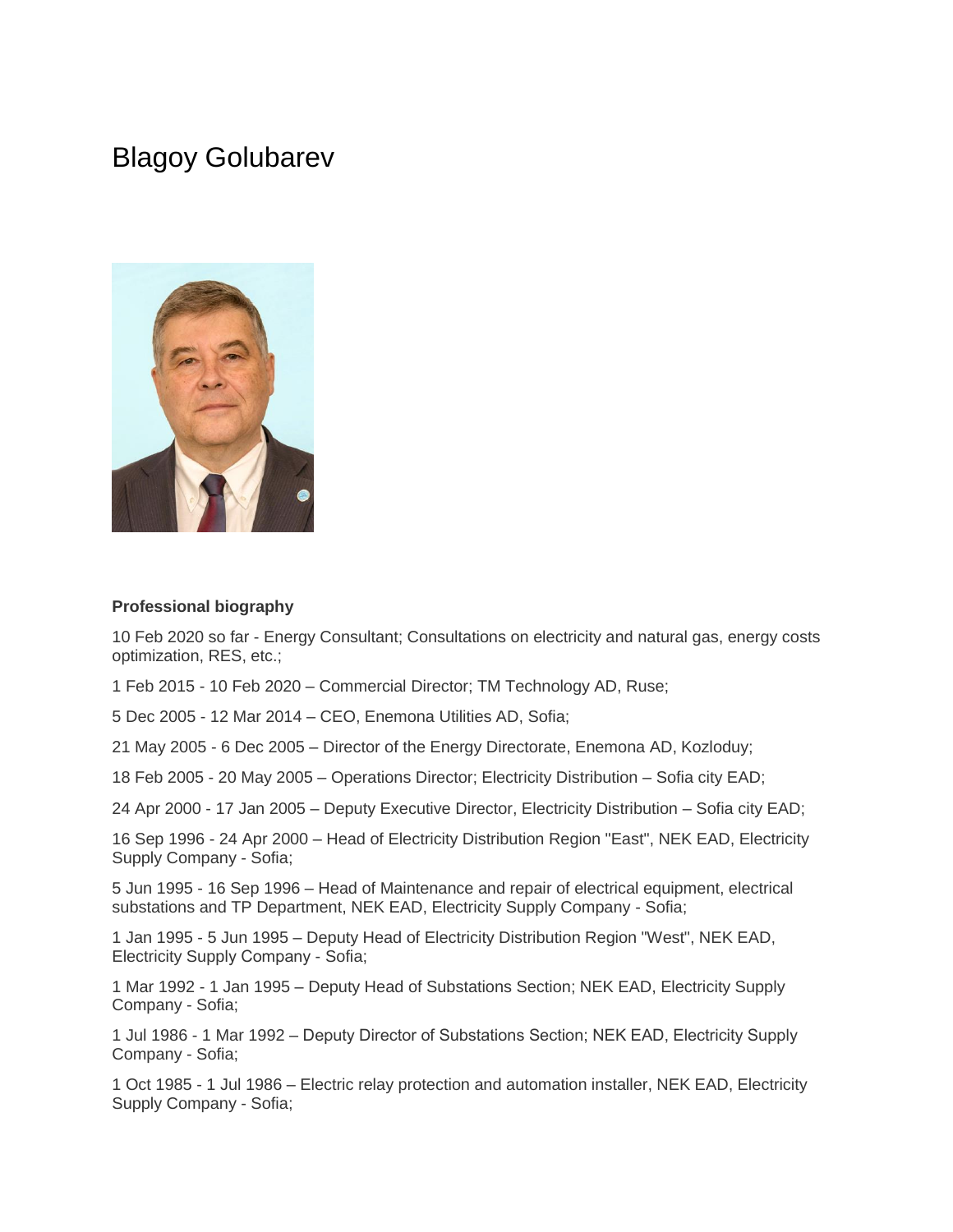# Blagoy Golubarev

**Professional biography**

10 Feb 2020 so far - Energy Consultant; Consultations on electricity and natural gas, energy costs optimization, RES, etc.;

1 Feb 2015 - 10 Feb 2020 – Commercial Director; TM Technology AD, Ruse;

5 Dec 2005 - 12 Mar 2014 – CEO, Enemona Utilities AD, Sofia;

21 May 2005 - 6 Dec 2005 – Director of the Energy Directorate, Enemona AD, Kozloduy;

18 Feb 2005 - 20 May 2005 – Operations Director; Electricity Distribution – Sofia city EAD;

24 Apr 2000 - 17 Jan 2005 – Deputy Executive Director, Electricity Distribution – Sofia city EAD;

16 Sep 1996 - 24 Apr 2000 – Head of Electricity Distribution Region "East", NEK EAD, Electricity Supply Company - Sofia;

5 Jun 1995 - 16 Sep 1996 – Head of Maintenance and repair of electrical equipment, electrical substations and TP Department, NEK EAD, Electricity Supply Company - Sofia;

1 Jan 1995 - 5 Jun 1995 – Deputy Head of Electricity Distribution Region "West", NEK EAD, Electricity Supply Company - Sofia;

1 Mar 1992 - 1 Jan 1995 – Deputy Head of Substations Section; NEK EAD, Electricity Supply Company - Sofia;

1 Jul 1986 - 1 Mar 1992 – Deputy Director of Substations Section; NEK EAD, Electricity Supply Company - Sofia;

1 Oct 1985 - 1 Jul 1986 – Electric relay protection and automation installer, NEK EAD, Electricity Supply Company - Sofia;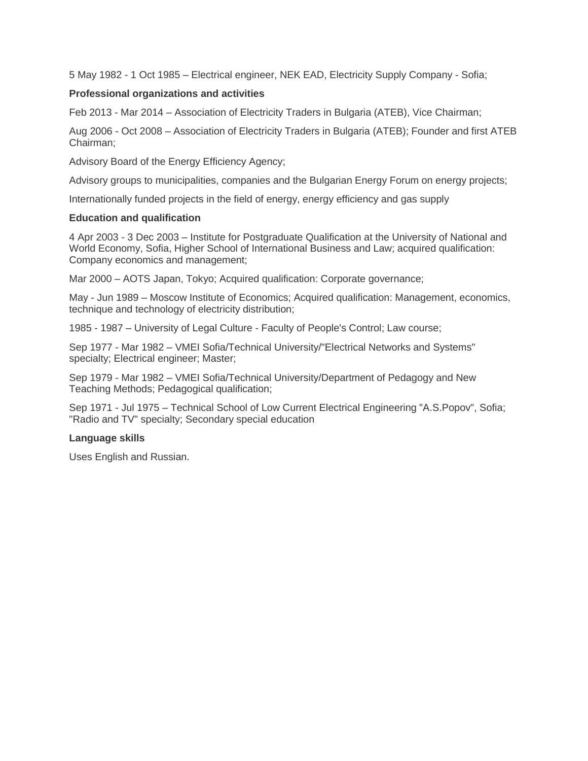5 May 1982 - 1 Oct 1985 – Electrical engineer, NEK EAD, Electricity Supply Company - Sofia;

**Professional organizations and activities**

Feb 2013 - Mar 2014 – Association of Electricity Traders in Bulgaria (ATEB), Vice Chairman;

Aug 2006 - Oct 2008 – Association of Electricity Traders in Bulgaria (ATEB); Founder and first ATEB Chairman;

Advisory Board of the Energy Efficiency Agency;

Advisory groups to municipalities, companies and the Bulgarian Energy Forum on energy projects;

Internationally funded projects in the field of energy, energy efficiency and gas supply

**Education and qualification**

4 Apr 2003 - 3 Dec 2003 – Institute for Postgraduate Qualification at the University of National and World Economy, Sofia, Higher School of International Business and Law; acquired qualification: Company economics and management;

Mar 2000 – AOTS Japan, Tokyo; Acquired qualification: Corporate governance;

May - Jun 1989 – Moscow Institute of Economics; Acquired qualification: Management, economics, technique and technology of electricity distribution;

1985 - 1987 – University of Legal Culture - Faculty of People's Control; Law course;

Sep 1977 - Mar 1982 – VMEI Sofia/Technical University/"Electrical Networks and Systems" specialty; Electrical engineer; Master;

Sep 1979 - Mar 1982 – VMEI Sofia/Technical University/Department of Pedagogy and New Teaching Methods; Pedagogical qualification;

Sep 1971 - Jul 1975 – Technical School of Low Current Electrical Engineering "A.S.Popov", Sofia; "Radio and TV" specialty; Secondary special education

**Language skills**

Uses English and Russian.